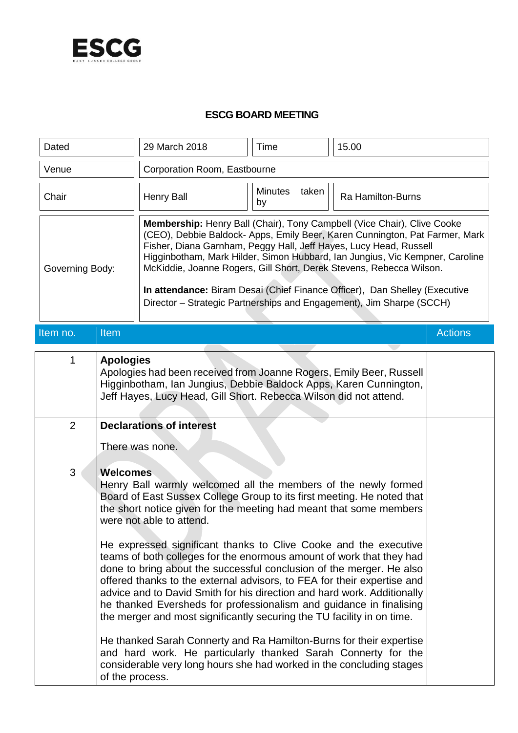ESCG

EAST SUSSEX COLLEGE GROUP

# ESCG BOARD MEETING

| Dated | 29 March 2018 | Time | 15.00 |
|---|---|---|---|
| Venue | Corporation Room, Eastbourne | | |
| Chair | Henry Ball | Minutes taken by | Ra Hamilton-Burns |
| Governing Body: | **Membership:** Henry Ball (Chair), Tony Campbell (Vice Chair), Clive Cooke (CEO), Debbie Baldock- Apps, Emily Beer, Karen Cunnington, Pat Farmer, Mark Fisher, Diana Garnham, Peggy Hall, Jeff Hayes, Lucy Head, Russell Higginbotham, Mark Hilder, Simon Hubbard, Ian Jungius, Vic Kempner, Caroline McKiddie, Joanne Rogers, Gill Short, Derek Stevens, Rebecca Wilson.<br><br>**In attendance:** Biram Desai (Chief Finance Officer), Dan Shelley (Executive Director – Strategic Partnerships and Engagement), Jim Sharpe (SCCH) | | |

| Item no. | Item | Actions |
|---|---|---|
| 1 | **Apologies**<br>Apologies had been received from Joanne Rogers, Emily Beer, Russell Higginbotham, Ian Jungius, Debbie Baldock Apps, Karen Cunnington, Jeff Hayes, Lucy Head, Gill Short. Rebecca Wilson did not attend. | |
| 2 | **Declarations of interest**<br><br>There was none. | |
| 3 | **Welcomes**<br>Henry Ball warmly welcomed all the members of the newly formed Board of East Sussex College Group to its first meeting. He noted that the short notice given for the meeting had meant that some members were not able to attend.<br><br>He expressed significant thanks to Clive Cooke and the executive teams of both colleges for the enormous amount of work that they had done to bring about the successful conclusion of the merger. He also offered thanks to the external advisors, to FEA for their expertise and advice and to David Smith for his direction and hard work. Additionally he thanked Eversheds for professionalism and guidance in finalising the merger and most significantly securing the TU facility in on time.<br><br>He thanked Sarah Connerty and Ra Hamilton-Burns for their expertise and hard work. He particularly thanked Sarah Connerty for the considerable very long hours she had worked in the concluding stages of the process. | |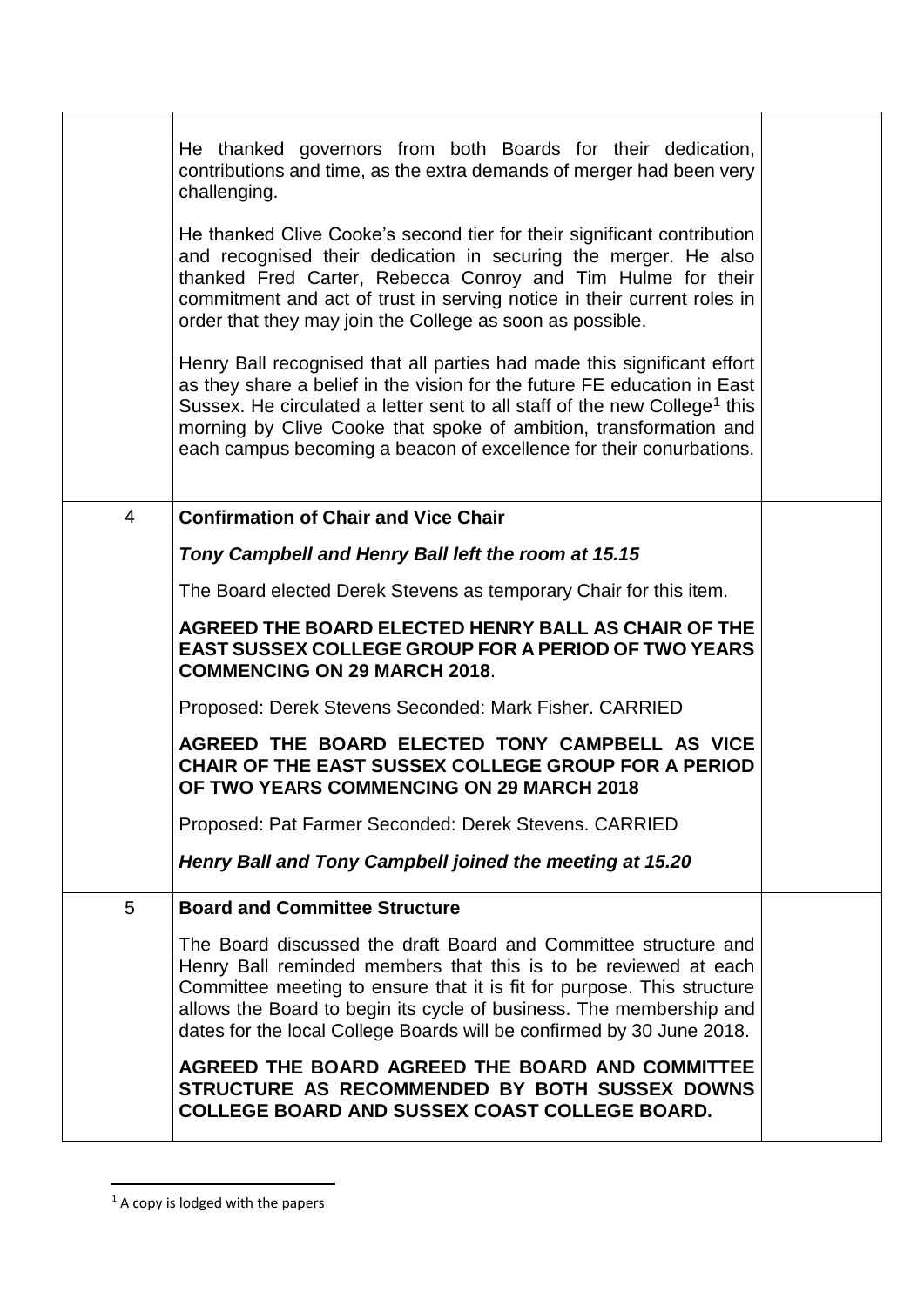| | | |
|---|---|---|
| | He thanked governors from both Boards for their dedication, contributions and time, as the extra demands of merger had been very challenging.<br><br>He thanked Clive Cooke's second tier for their significant contribution and recognised their dedication in securing the merger. He also thanked Fred Carter, Rebecca Conroy and Tim Hulme for their commitment and act of trust in serving notice in their current roles in order that they may join the College as soon as possible.<br><br>Henry Ball recognised that all parties had made this significant effort as they share a belief in the vision for the future FE education in East Sussex. He circulated a letter sent to all staff of the new College[1] this morning by Clive Cooke that spoke of ambition, transformation and each campus becoming a beacon of excellence for their conurbations. | |
| 4 | **Confirmation of Chair and Vice Chair**<br><br>***Tony Campbell and Henry Ball left the room at 15.15***<br><br>The Board elected Derek Stevens as temporary Chair for this item.<br><br>**AGREED THE BOARD ELECTED HENRY BALL AS CHAIR OF THE EAST SUSSEX COLLEGE GROUP FOR A PERIOD OF TWO YEARS COMMENCING ON 29 MARCH 2018**.<br><br>Proposed: Derek Stevens Seconded: Mark Fisher. CARRIED<br><br>**AGREED THE BOARD ELECTED TONY CAMPBELL AS VICE CHAIR OF THE EAST SUSSEX COLLEGE GROUP FOR A PERIOD OF TWO YEARS COMMENCING ON 29 MARCH 2018**<br><br>Proposed: Pat Farmer Seconded: Derek Stevens. CARRIED<br><br>***Henry Ball and Tony Campbell joined the meeting at 15.20*** | |
| 5 | **Board and Committee Structure**<br><br>The Board discussed the draft Board and Committee structure and Henry Ball reminded members that this is to be reviewed at each Committee meeting to ensure that it is fit for purpose. This structure allows the Board to begin its cycle of business. The membership and dates for the local College Boards will be confirmed by 30 June 2018.<br><br>**AGREED THE BOARD AGREED THE BOARD AND COMMITTEE STRUCTURE AS RECOMMENDED BY BOTH SUSSEX DOWNS COLLEGE BOARD AND SUSSEX COAST COLLEGE BOARD.** | |

[1] A copy is lodged with the papers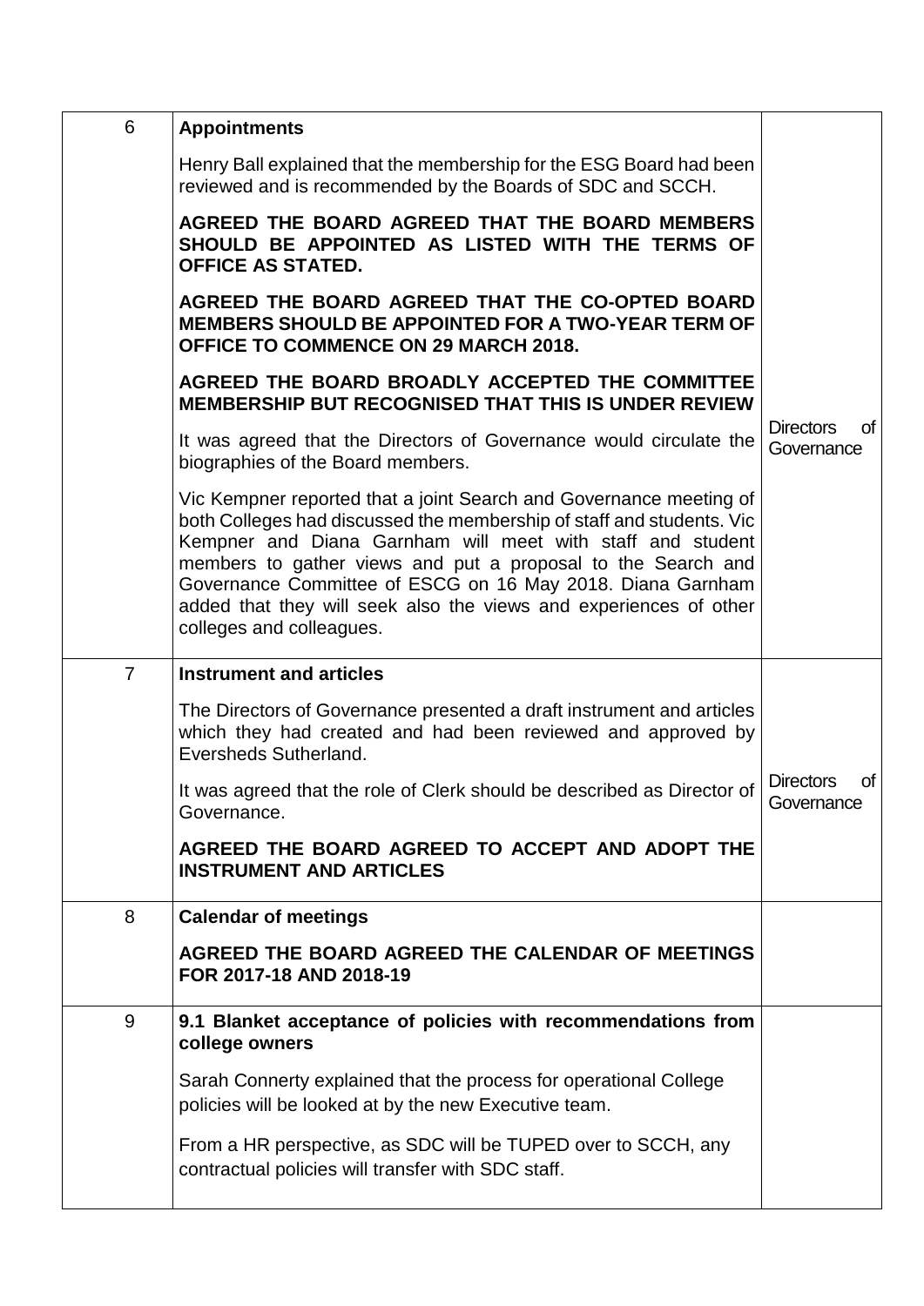| | | |
|---|---|---|
| 6 | **Appointments**<br><br>Henry Ball explained that the membership for the ESG Board had been reviewed and is recommended by the Boards of SDC and SCCH.<br><br>**AGREED THE BOARD AGREED THAT THE BOARD MEMBERS SHOULD BE APPOINTED AS LISTED WITH THE TERMS OF OFFICE AS STATED.**<br><br>**AGREED THE BOARD AGREED THAT THE CO-OPTED BOARD MEMBERS SHOULD BE APPOINTED FOR A TWO-YEAR TERM OF OFFICE TO COMMENCE ON 29 MARCH 2018.**<br><br>**AGREED THE BOARD BROADLY ACCEPTED THE COMMITTEE MEMBERSHIP BUT RECOGNISED THAT THIS IS UNDER REVIEW**<br><br>It was agreed that the Directors of Governance would circulate the biographies of the Board members.<br><br>Vic Kempner reported that a joint Search and Governance meeting of both Colleges had discussed the membership of staff and students. Vic Kempner and Diana Garnham will meet with staff and student members to gather views and put a proposal to the Search and Governance Committee of ESCG on 16 May 2018. Diana Garnham added that they will seek also the views and experiences of other colleges and colleagues. | Directors of Governance |
| 7 | **Instrument and articles**<br><br>The Directors of Governance presented a draft instrument and articles which they had created and had been reviewed and approved by Eversheds Sutherland.<br><br>It was agreed that the role of Clerk should be described as Director of Governance.<br><br>**AGREED THE BOARD AGREED TO ACCEPT AND ADOPT THE INSTRUMENT AND ARTICLES** | Directors of Governance |
| 8 | **Calendar of meetings**<br><br>**AGREED THE BOARD AGREED THE CALENDAR OF MEETINGS FOR 2017-18 AND 2018-19** | |
| 9 | **9.1 Blanket acceptance of policies with recommendations from college owners**<br><br>Sarah Connerty explained that the process for operational College policies will be looked at by the new Executive team.<br><br>From a HR perspective, as SDC will be TUPED over to SCCH, any contractual policies will transfer with SDC staff. | |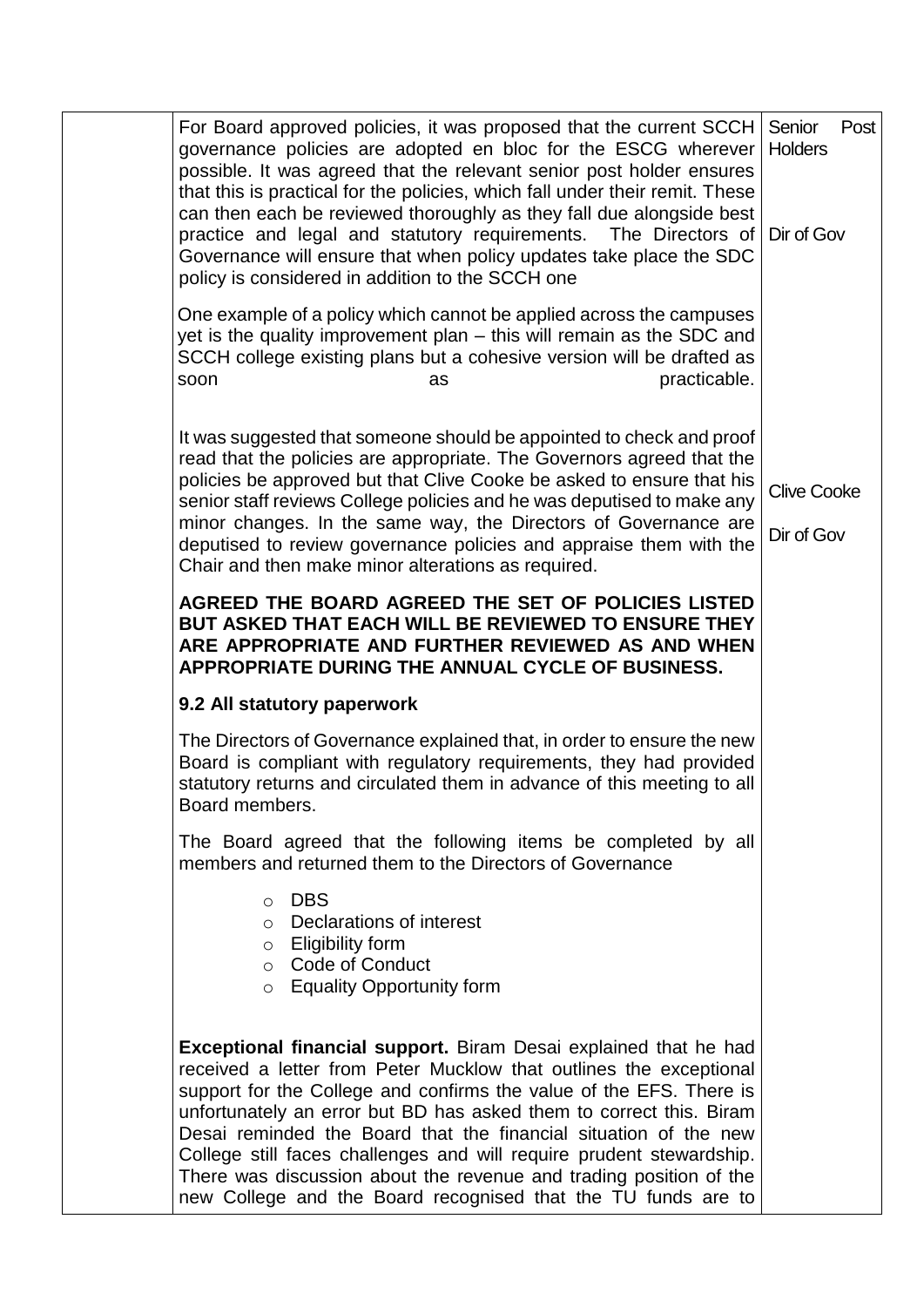| | | |
|---|---|---|
| | For Board approved policies, it was proposed that the current SCCH governance policies are adopted en bloc for the ESCG wherever possible. It was agreed that the relevant senior post holder ensures that this is practical for the policies, which fall under their remit. These can then each be reviewed thoroughly as they fall due alongside best practice and legal and statutory requirements. The Directors of Governance will ensure that when policy updates take place the SDC policy is considered in addition to the SCCH one<br><br>One example of a policy which cannot be applied across the campuses yet is the quality improvement plan – this will remain as the SDC and SCCH college existing plans but a cohesive version will be drafted as soon as practicable.<br><br>It was suggested that someone should be appointed to check and proof read that the policies are appropriate. The Governors agreed that the policies be approved but that Clive Cooke be asked to ensure that his senior staff reviews College policies and he was deputised to make any minor changes. In the same way, the Directors of Governance are deputised to review governance policies and appraise them with the Chair and then make minor alterations as required.<br><br>**AGREED THE BOARD AGREED THE SET OF POLICIES LISTED BUT ASKED THAT EACH WILL BE REVIEWED TO ENSURE THEY ARE APPROPRIATE AND FURTHER REVIEWED AS AND WHEN APPROPRIATE DURING THE ANNUAL CYCLE OF BUSINESS.**<br><br>**9.2 All statutory paperwork**<br><br>The Directors of Governance explained that, in order to ensure the new Board is compliant with regulatory requirements, they had provided statutory returns and circulated them in advance of this meeting to all Board members.<br><br>The Board agreed that the following items be completed by all members and returned them to the Directors of Governance<br><br>○ DBS<br>○ Declarations of interest<br>○ Eligibility form<br>○ Code of Conduct<br>○ Equality Opportunity form<br><br>**Exceptional financial support.** Biram Desai explained that he had received a letter from Peter Mucklow that outlines the exceptional support for the College and confirms the value of the EFS. There is unfortunately an error but BD has asked them to correct this. Biram Desai reminded the Board that the financial situation of the new College still faces challenges and will require prudent stewardship. There was discussion about the revenue and trading position of the new College and the Board recognised that the TU funds are to | Senior Post Holders<br><br>Dir of Gov<br><br>Clive Cooke<br><br>Dir of Gov |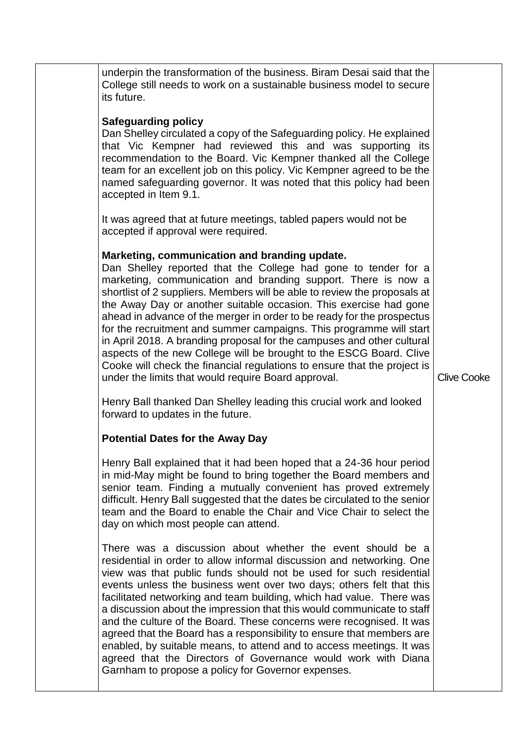| | | |
|---|---|---|
| | underpin the transformation of the business. Biram Desai said that the College still needs to work on a sustainable business model to secure its future.<br><br>**Safeguarding policy**<br>Dan Shelley circulated a copy of the Safeguarding policy. He explained that Vic Kempner had reviewed this and was supporting its recommendation to the Board. Vic Kempner thanked all the College team for an excellent job on this policy. Vic Kempner agreed to be the named safeguarding governor. It was noted that this policy had been accepted in Item 9.1.<br><br>It was agreed that at future meetings, tabled papers would not be accepted if approval were required.<br><br>**Marketing, communication and branding update.**<br>Dan Shelley reported that the College had gone to tender for a marketing, communication and branding support. There is now a shortlist of 2 suppliers. Members will be able to review the proposals at the Away Day or another suitable occasion. This exercise had gone ahead in advance of the merger in order to be ready for the prospectus for the recruitment and summer campaigns. This programme will start in April 2018. A branding proposal for the campuses and other cultural aspects of the new College will be brought to the ESCG Board. Clive Cooke will check the financial regulations to ensure that the project is under the limits that would require Board approval.<br><br>Henry Ball thanked Dan Shelley leading this crucial work and looked forward to updates in the future.<br><br>**Potential Dates for the Away Day**<br><br>Henry Ball explained that it had been hoped that a 24-36 hour period in mid-May might be found to bring together the Board members and senior team. Finding a mutually convenient has proved extremely difficult. Henry Ball suggested that the dates be circulated to the senior team and the Board to enable the Chair and Vice Chair to select the day on which most people can attend.<br><br>There was a discussion about whether the event should be a residential in order to allow informal discussion and networking. One view was that public funds should not be used for such residential events unless the business went over two days; others felt that this facilitated networking and team building, which had value. There was a discussion about the impression that this would communicate to staff and the culture of the Board. These concerns were recognised. It was agreed that the Board has a responsibility to ensure that members are enabled, by suitable means, to attend and to access meetings. It was agreed that the Directors of Governance would work with Diana Garnham to propose a policy for Governor expenses. | Clive Cooke |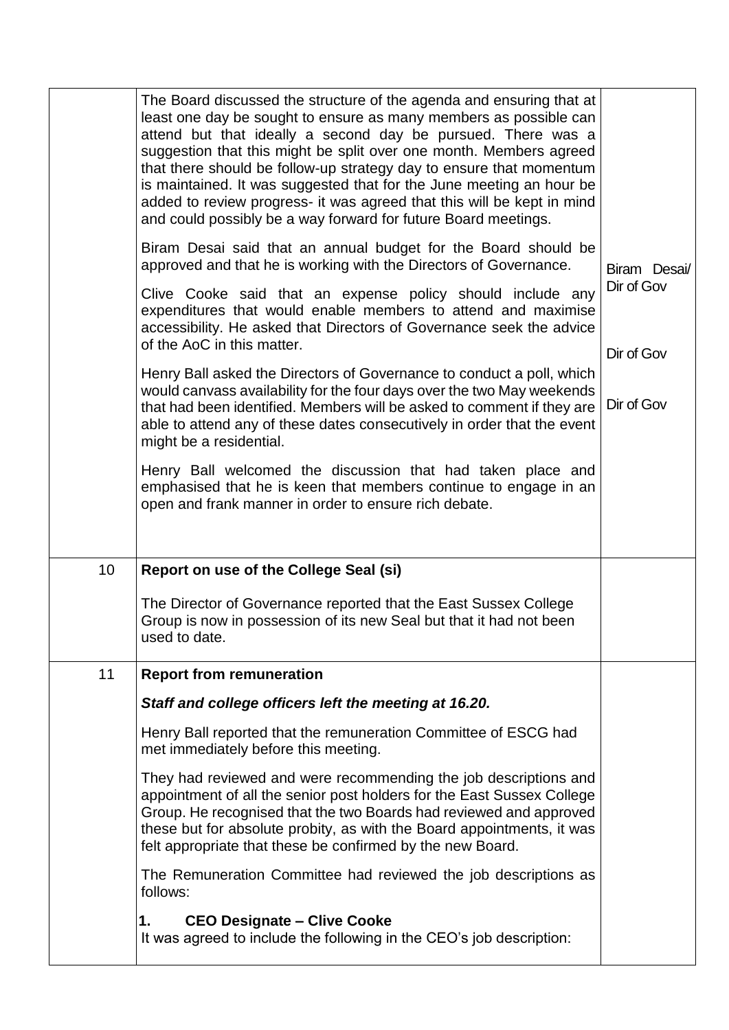| | | |
|---|---|---|
| | The Board discussed the structure of the agenda and ensuring that at least one day be sought to ensure as many members as possible can attend but that ideally a second day be pursued. There was a suggestion that this might be split over one month. Members agreed that there should be follow-up strategy day to ensure that momentum is maintained. It was suggested that for the June meeting an hour be added to review progress- it was agreed that this will be kept in mind and could possibly be a way forward for future Board meetings.<br><br>Biram Desai said that an annual budget for the Board should be approved and that he is working with the Directors of Governance.<br><br>Clive Cooke said that an expense policy should include any expenditures that would enable members to attend and maximise accessibility. He asked that Directors of Governance seek the advice of the AoC in this matter.<br><br>Henry Ball asked the Directors of Governance to conduct a poll, which would canvass availability for the four days over the two May weekends that had been identified. Members will be asked to comment if they are able to attend any of these dates consecutively in order that the event might be a residential.<br><br>Henry Ball welcomed the discussion that had taken place and emphasised that he is keen that members continue to engage in an open and frank manner in order to ensure rich debate. | Biram Desai/ Dir of Gov<br><br>Dir of Gov<br><br>Dir of Gov |
| 10 | **Report on use of the College Seal (si)**<br><br>The Director of Governance reported that the East Sussex College Group is now in possession of its new Seal but that it had not been used to date. | |
| 11 | **Report from remuneration**<br><br>***Staff and college officers left the meeting at 16.20.***<br><br>Henry Ball reported that the remuneration Committee of ESCG had met immediately before this meeting.<br><br>They had reviewed and were recommending the job descriptions and appointment of all the senior post holders for the East Sussex College Group. He recognised that the two Boards had reviewed and approved these but for absolute probity, as with the Board appointments, it was felt appropriate that these be confirmed by the new Board.<br><br>The Remuneration Committee had reviewed the job descriptions as follows:<br><br>**1. CEO Designate – Clive Cooke**<br>It was agreed to include the following in the CEO's job description: | |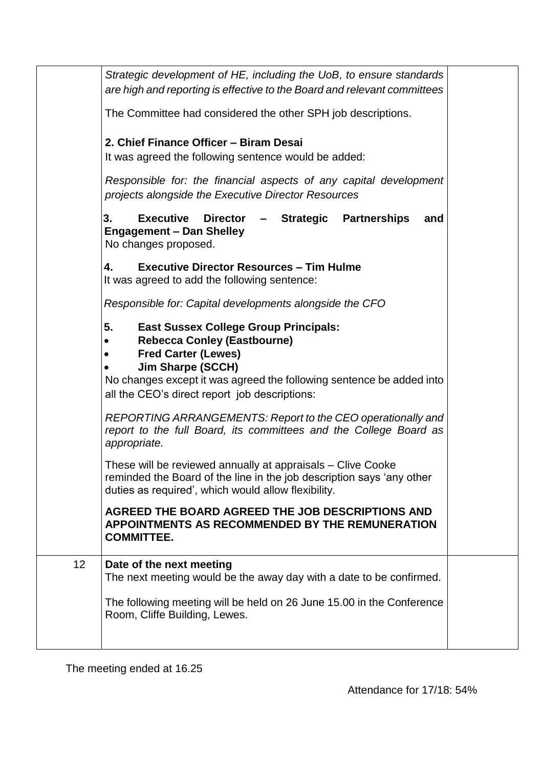| | | |
|---|---|---|
| | *Strategic development of HE, including the UoB, to ensure standards are high and reporting is effective to the Board and relevant committees*<br><br>The Committee had considered the other SPH job descriptions.<br><br>**2. Chief Finance Officer – Biram Desai**<br>It was agreed the following sentence would be added:<br><br>*Responsible for: the financial aspects of any capital development projects alongside the Executive Director Resources*<br><br>**3. Executive Director – Strategic Partnerships and Engagement – Dan Shelley**<br>No changes proposed.<br><br>**4. Executive Director Resources – Tim Hulme**<br>It was agreed to add the following sentence:<br><br>*Responsible for: Capital developments alongside the CFO*<br><br>**5. East Sussex College Group Principals:**<br>• **Rebecca Conley (Eastbourne)**<br>• **Fred Carter (Lewes)**<br>• **Jim Sharpe (SCCH)**<br>No changes except it was agreed the following sentence be added into all the CEO's direct report job descriptions:<br><br>*REPORTING ARRANGEMENTS: Report to the CEO operationally and report to the full Board, its committees and the College Board as appropriate.*<br><br>These will be reviewed annually at appraisals – Clive Cooke reminded the Board of the line in the job description says 'any other duties as required', which would allow flexibility.<br><br>**AGREED THE BOARD AGREED THE JOB DESCRIPTIONS AND APPOINTMENTS AS RECOMMENDED BY THE REMUNERATION COMMITTEE.** | |
| 12 | **Date of the next meeting**<br>The next meeting would be the away day with a date to be confirmed.<br><br>The following meeting will be held on 26 June 15.00 in the Conference Room, Cliffe Building, Lewes. | |

The meeting ended at 16.25

Attendance for 17/18: 54%